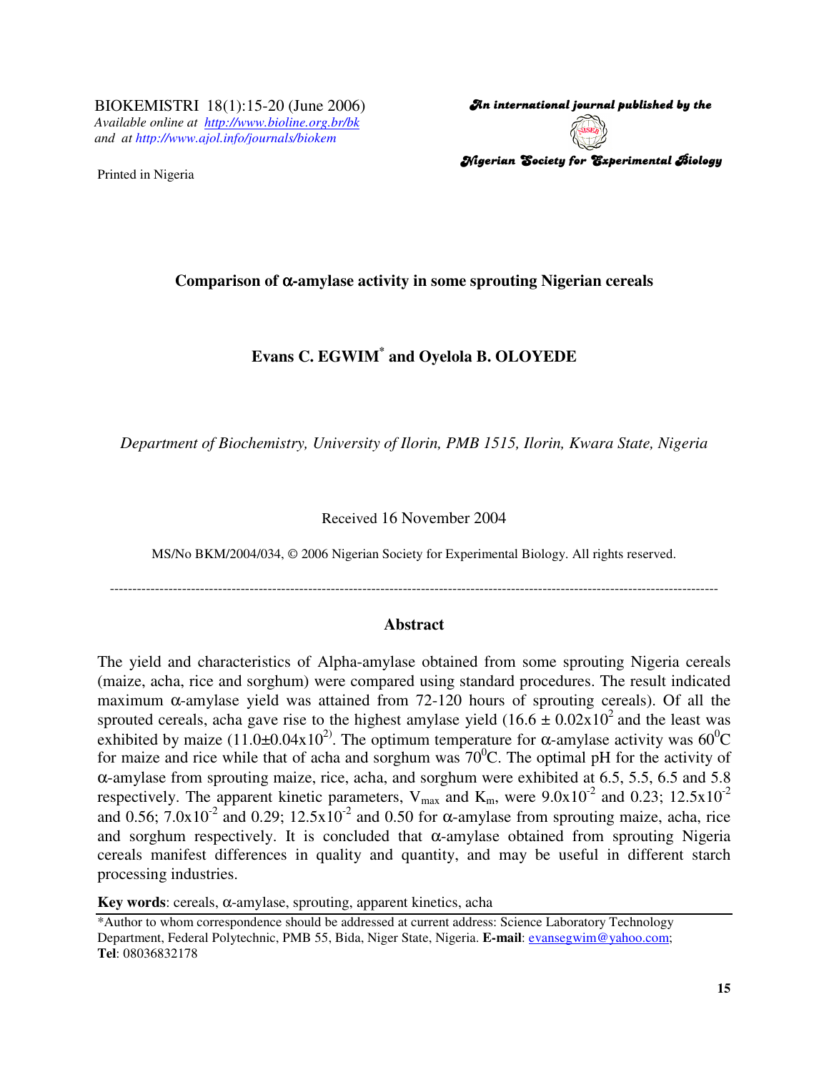BIOKEMISTRI 18(1):15-20 (June 2006)
*Available online at http://www.bioline.org.br/bk*
*and at http://www.ajol.info/journals/biokem*

Printed in Nigeria

*An international journal published by the*
*Nigerian Society for Experimental Biology*

# Comparison of α-amylase activity in some sprouting Nigerian cereals

**Evans C. EGWIM\* and Oyelola B. OLOYEDE**

*Department of Biochemistry, University of Ilorin, PMB 1515, Ilorin, Kwara State, Nigeria*

Received 16 November 2004

MS/No BKM/2004/034, © 2006 Nigerian Society for Experimental Biology. All rights reserved.

---

## Abstract

The yield and characteristics of Alpha-amylase obtained from some sprouting Nigeria cereals (maize, acha, rice and sorghum) were compared using standard procedures. The result indicated maximum α-amylase yield was attained from 72-120 hours of sprouting cereals). Of all the sprouted cereals, acha gave rise to the highest amylase yield ($16.6 \pm 0.02 \times 10^2$ and the least was exhibited by maize ($11.0 \pm 0.04 \times 10^{2)}$. The optimum temperature for α-amylase activity was $60^0$C for maize and rice while that of acha and sorghum was $70^0$C. The optimal pH for the activity of α-amylase from sprouting maize, rice, acha, and sorghum were exhibited at 6.5, 5.5, 6.5 and 5.8 respectively. The apparent kinetic parameters, $V_{max}$ and $K_m$, were $9.0 \times 10^{-2}$ and 0.23; $12.5 \times 10^{-2}$ and 0.56; $7.0 \times 10^{-2}$ and 0.29; $12.5 \times 10^{-2}$ and 0.50 for α-amylase from sprouting maize, acha, rice and sorghum respectively. It is concluded that α-amylase obtained from sprouting Nigeria cereals manifest differences in quality and quantity, and may be useful in different starch processing industries.

**Key words**: cereals, α-amylase, sprouting, apparent kinetics, acha

---

\*Author to whom correspondence should be addressed at current address: Science Laboratory Technology Department, Federal Polytechnic, PMB 55, Bida, Niger State, Nigeria. **E-mail**: evansegwim@yahoo.com; **Tel**: 08036832178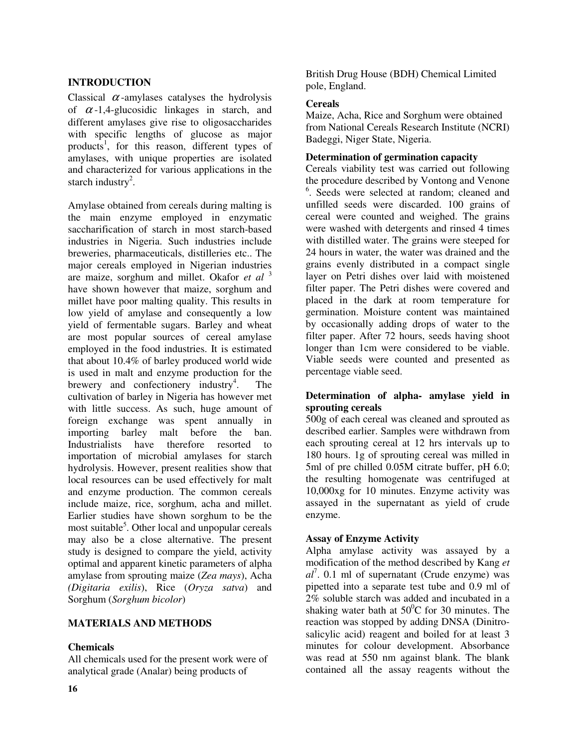## INTRODUCTION

Classical $\alpha$-amylases catalyses the hydrolysis of $\alpha$-1,4-glucosidic linkages in starch, and different amylases give rise to oligosaccharides with specific lengths of glucose as major products[1], for this reason, different types of amylases, with unique properties are isolated and characterized for various applications in the starch industry[2].

Amylase obtained from cereals during malting is the main enzyme employed in enzymatic saccharification of starch in most starch-based industries in Nigeria. Such industries include breweries, pharmaceuticals, distilleries etc.. The major cereals employed in Nigerian industries are maize, sorghum and millet. Okafor *et al* [3] have shown however that maize, sorghum and millet have poor malting quality. This results in low yield of amylase and consequently a low yield of fermentable sugars. Barley and wheat are most popular sources of cereal amylase employed in the food industries. It is estimated that about 10.4% of barley produced world wide is used in malt and enzyme production for the brewery and confectionery industry[4]. The cultivation of barley in Nigeria has however met with little success. As such, huge amount of foreign exchange was spent annually in importing barley malt before the ban. Industrialists have therefore resorted to importation of microbial amylases for starch hydrolysis. However, present realities show that local resources can be used effectively for malt and enzyme production. The common cereals include maize, rice, sorghum, acha and millet. Earlier studies have shown sorghum to be the most suitable[5]. Other local and unpopular cereals may also be a close alternative. The present study is designed to compare the yield, activity optimal and apparent kinetic parameters of alpha amylase from sprouting maize (*Zea mays*), Acha (*Digitaria exilis*), Rice (*Oryza satva*) and Sorghum (*Sorghum bicolor*)

## MATERIALS AND METHODS

### Chemicals

All chemicals used for the present work were of analytical grade (Analar) being products of British Drug House (BDH) Chemical Limited pole, England.

### Cereals

Maize, Acha, Rice and Sorghum were obtained from National Cereals Research Institute (NCRI) Badeggi, Niger State, Nigeria.

### Determination of germination capacity

Cereals viability test was carried out following the procedure described by Vontong and Venone [6]. Seeds were selected at random; cleaned and unfilled seeds were discarded. 100 grains of cereal were counted and weighed. The grains were washed with detergents and rinsed 4 times with distilled water. The grains were steeped for 24 hours in water, the water was drained and the grains evenly distributed in a compact single layer on Petri dishes over laid with moistened filter paper. The Petri dishes were covered and placed in the dark at room temperature for germination. Moisture content was maintained by occasionally adding drops of water to the filter paper. After 72 hours, seeds having shoot longer than 1cm were considered to be viable. Viable seeds were counted and presented as percentage viable seed.

### Determination of alpha- amylase yield in sprouting cereals

500g of each cereal was cleaned and sprouted as described earlier. Samples were withdrawn from each sprouting cereal at 12 hrs intervals up to 180 hours. 1g of sprouting cereal was milled in 5ml of pre chilled 0.05M citrate buffer, pH 6.0; the resulting homogenate was centrifuged at 10,000xg for 10 minutes. Enzyme activity was assayed in the supernatant as yield of crude enzyme.

### Assay of Enzyme Activity

Alpha amylase activity was assayed by a modification of the method described by Kang *et al*[7]. 0.1 ml of supernatant (Crude enzyme) was pipetted into a separate test tube and 0.9 ml of 2% soluble starch was added and incubated in a shaking water bath at $50^0$C for 30 minutes. The reaction was stopped by adding DNSA (Dinitro-salicylic acid) reagent and boiled for at least 3 minutes for colour development. Absorbance was read at 550 nm against blank. The blank contained all the assay reagents without the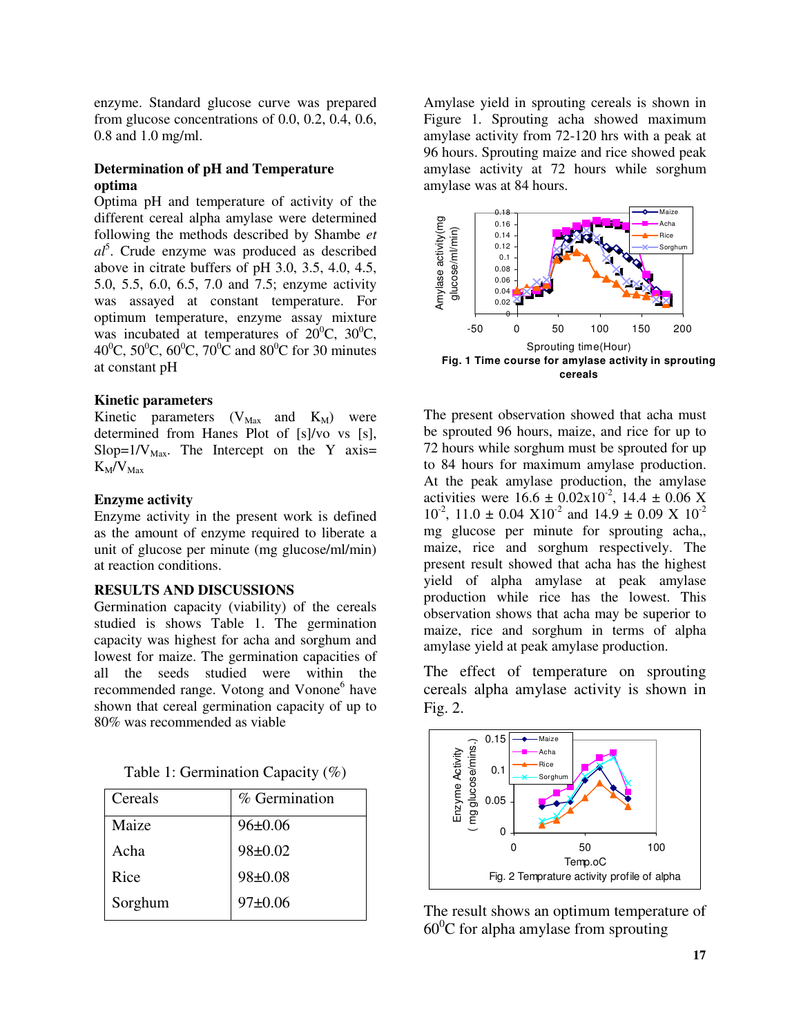enzyme. Standard glucose curve was prepared from glucose concentrations of 0.0, 0.2, 0.4, 0.6, 0.8 and 1.0 mg/ml.

**Determination of pH and Temperature optima**

Optima pH and temperature of activity of the different cereal alpha amylase were determined following the methods described by Shambe *et al*[5]. Crude enzyme was produced as described above in citrate buffers of pH 3.0, 3.5, 4.0, 4.5, 5.0, 5.5, 6.0, 6.5, 7.0 and 7.5; enzyme activity was assayed at constant temperature. For optimum temperature, enzyme assay mixture was incubated at temperatures of $20^0$C, $30^0$C, $40^0$C, $50^0$C, $60^0$C, $70^0$C and $80^0$C for 30 minutes at constant pH

**Kinetic parameters**

Kinetic parameters ($V_{Max}$ and $K_M$) were determined from Hanes Plot of [s]/vo vs [s], Slop=$1/V_{Max}$. The Intercept on the Y axis= $K_M/V_{Max}$

**Enzyme activity**

Enzyme activity in the present work is defined as the amount of enzyme required to liberate a unit of glucose per minute (mg glucose/ml/min) at reaction conditions.

## RESULTS AND DISCUSSIONS

Germination capacity (viability) of the cereals studied is shows Table 1. The germination capacity was highest for acha and sorghum and lowest for maize. The germination capacities of all the seeds studied were within the recommended range. Votong and Vonone[6] have shown that cereal germination capacity of up to 80% was recommended as viable

Table 1: Germination Capacity (%)

| Cereals | % Germination |
|---|---|
| Maize | 96±0.06 |
| Acha | 98±0.02 |
| Rice | 98±0.08 |
| Sorghum | 97±0.06 |

Amylase yield in sprouting cereals is shown in Figure 1. Sprouting acha showed maximum amylase activity from 72-120 hrs with a peak at 96 hours. Sprouting maize and rice showed peak amylase activity at 72 hours while sorghum amylase was at 84 hours.

**Fig. 1 Time course for amylase activity in sprouting cereals**

The present observation showed that acha must be sprouted 96 hours, maize, and rice for up to 72 hours while sorghum must be sprouted for up to 84 hours for maximum amylase production. At the peak amylase production, the amylase activities were $16.6 \pm 0.02\times10^{-2}$, $14.4 \pm 0.06 \times 10^{-2}$, $11.0 \pm 0.04 \times 10^{-2}$ and $14.9 \pm 0.09 \times 10^{-2}$ mg glucose per minute for sprouting acha,, maize, rice and sorghum respectively. The present result showed that acha has the highest yield of alpha amylase at peak amylase production while rice has the lowest. This observation shows that acha may be superior to maize, rice and sorghum in terms of alpha amylase yield at peak amylase production.

The effect of temperature on sprouting cereals alpha amylase activity is shown in Fig. 2.

Fig. 2 Temprature activity profile of alpha

The result shows an optimum temperature of $60^0$C for alpha amylase from sprouting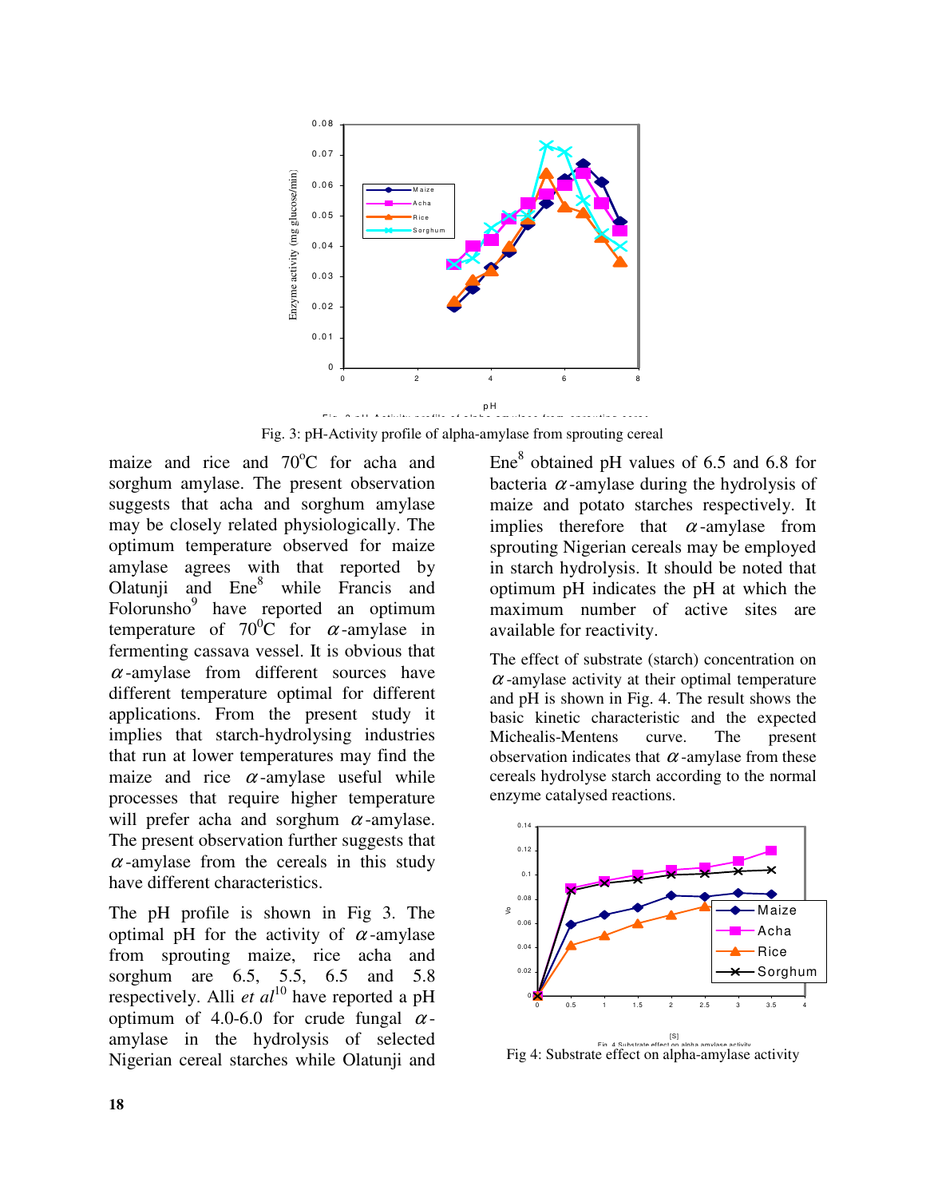Fig. 3: pH-Activity profile of alpha-amylase from sprouting cereal

maize and rice and 70°C for acha and sorghum amylase. The present observation suggests that acha and sorghum amylase may be closely related physiologically. The optimum temperature observed for maize amylase agrees with that reported by Olatunji and Ene[8] while Francis and Folorunsho[9] have reported an optimum temperature of 70°C for $\alpha$-amylase in fermenting cassava vessel. It is obvious that $\alpha$-amylase from different sources have different temperature optimal for different applications. From the present study it implies that starch-hydrolysing industries that run at lower temperatures may find the maize and rice $\alpha$-amylase useful while processes that require higher temperature will prefer acha and sorghum $\alpha$-amylase. The present observation further suggests that $\alpha$-amylase from the cereals in this study have different characteristics.

The pH profile is shown in Fig 3. The optimal pH for the activity of $\alpha$-amylase from sprouting maize, rice acha and sorghum are 6.5, 5.5, 6.5 and 5.8 respectively. Alli *et al*[10] have reported a pH optimum of 4.0-6.0 for crude fungal $\alpha$-amylase in the hydrolysis of selected Nigerian cereal starches while Olatunji and Ene[8] obtained pH values of 6.5 and 6.8 for bacteria $\alpha$-amylase during the hydrolysis of maize and potato starches respectively. It implies therefore that $\alpha$-amylase from sprouting Nigerian cereals may be employed in starch hydrolysis. It should be noted that optimum pH indicates the pH at which the maximum number of active sites are available for reactivity.

The effect of substrate (starch) concentration on $\alpha$-amylase activity at their optimal temperature and pH is shown in Fig. 4. The result shows the basic kinetic characteristic and the expected Michealis-Mentens curve. The present observation indicates that $\alpha$-amylase from these cereals hydrolyse starch according to the normal enzyme catalysed reactions.

Fig 4: Substrate effect on alpha-amylase activity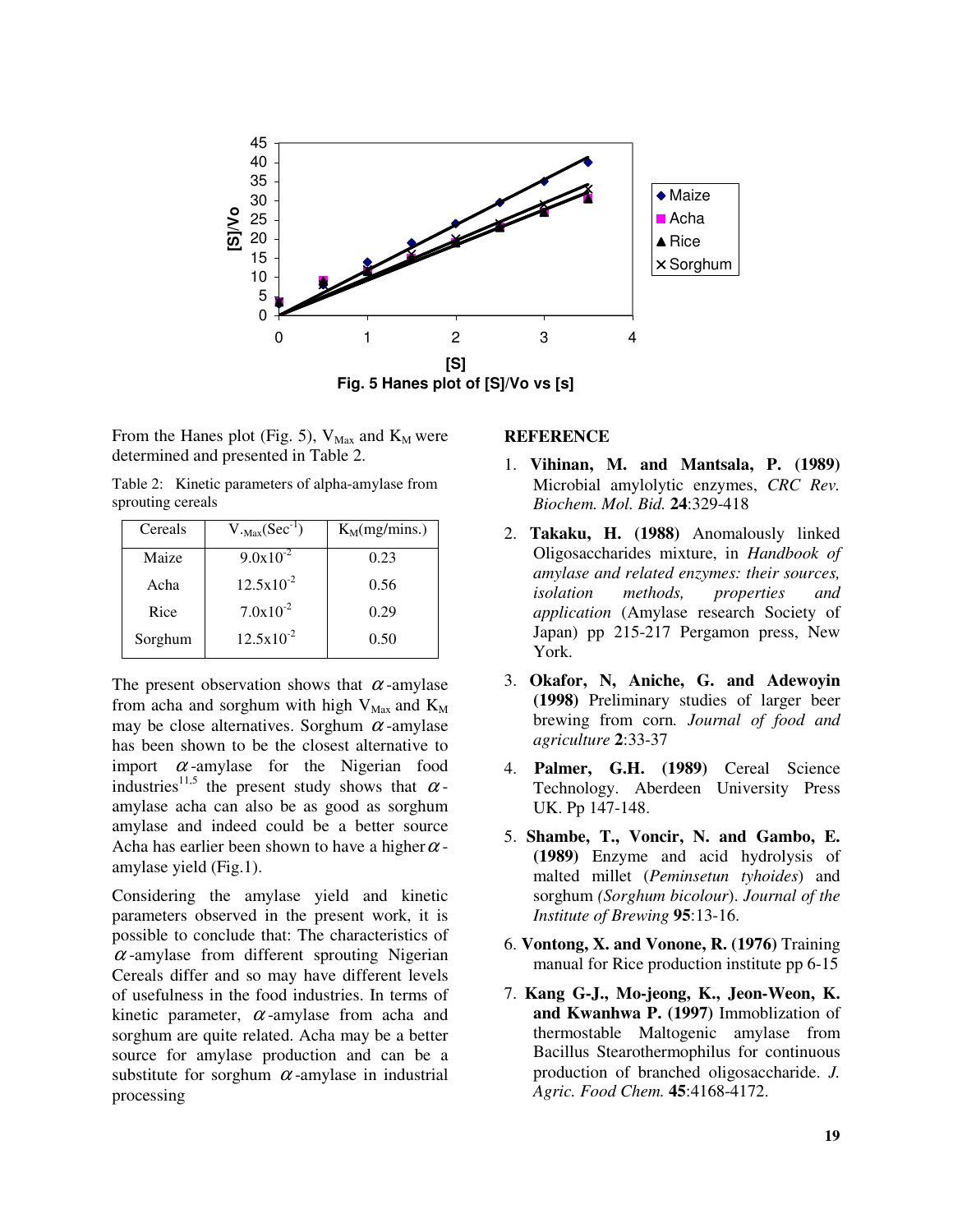Fig. 5 Hanes plot of [S]/Vo vs [S]

From the Hanes plot (Fig. 5), $V_{Max}$ and $K_M$ were determined and presented in Table 2.

Table 2: Kinetic parameters of alpha-amylase from sprouting cereals

| Cereals | $V_{Max}(Sec^{-1})$ | $K_M$(mg/mins.) |
|---|---|---|
| Maize | $9.0x10^{-2}$ | 0.23 |
| Acha | $12.5x10^{-2}$ | 0.56 |
| Rice | $7.0x10^{-2}$ | 0.29 |
| Sorghum | $12.5x10^{-2}$ | 0.50 |

The present observation shows that $\alpha$-amylase from acha and sorghum with high $V_{Max}$ and $K_M$ may be close alternatives. Sorghum $\alpha$-amylase has been shown to be the closest alternative to import $\alpha$-amylase for the Nigerian food industries[11,5] the present study shows that $\alpha$-amylase acha can also be as good as sorghum amylase and indeed could be a better source Acha has earlier been shown to have a higher $\alpha$-amylase yield (Fig.1).

Considering the amylase yield and kinetic parameters observed in the present work, it is possible to conclude that: The characteristics of $\alpha$-amylase from different sprouting Nigerian Cereals differ and so may have different levels of usefulness in the food industries. In terms of kinetic parameter, $\alpha$-amylase from acha and sorghum are quite related. Acha may be a better source for amylase production and can be a substitute for sorghum $\alpha$-amylase in industrial processing

## REFERENCE

1. **Vihinan, M. and Mantsala, P. (1989)** Microbial amylolytic enzymes, *CRC Rev. Biochem. Mol. Bid.* **24**:329-418
2. **Takaku, H. (1988)** Anomalously linked Oligosaccharides mixture, in *Handbook of amylase and related enzymes: their sources, isolation methods, properties and application* (Amylase research Society of Japan) pp 215-217 Pergamon press, New York.
3. **Okafor, N, Aniche, G. and Adewoyin (1998)** Preliminary studies of larger beer brewing from corn. *Journal of food and agriculture* **2**:33-37
4. **Palmer, G.H. (1989)** Cereal Science Technology. Aberdeen University Press UK. Pp 147-148.
5. **Shambe, T., Voncir, N. and Gambo, E. (1989)** Enzyme and acid hydrolysis of malted millet (*Peminsetun tyhoides*) and sorghum *(Sorghum bicolour)*. *Journal of the Institute of Brewing* **95**:13-16.
6. **Vontong, X. and Vonone, R. (1976)** Training manual for Rice production institute pp 6-15
7. **Kang G-J., Mo-jeong, K., Jeon-Weon, K. and Kwanhwa P. (1997)** Immoblization of thermostable Maltogenic amylase from Bacillus Stearothermophilus for continuous production of branched oligosaccharide. *J. Agric. Food Chem.* **45**:4168-4172.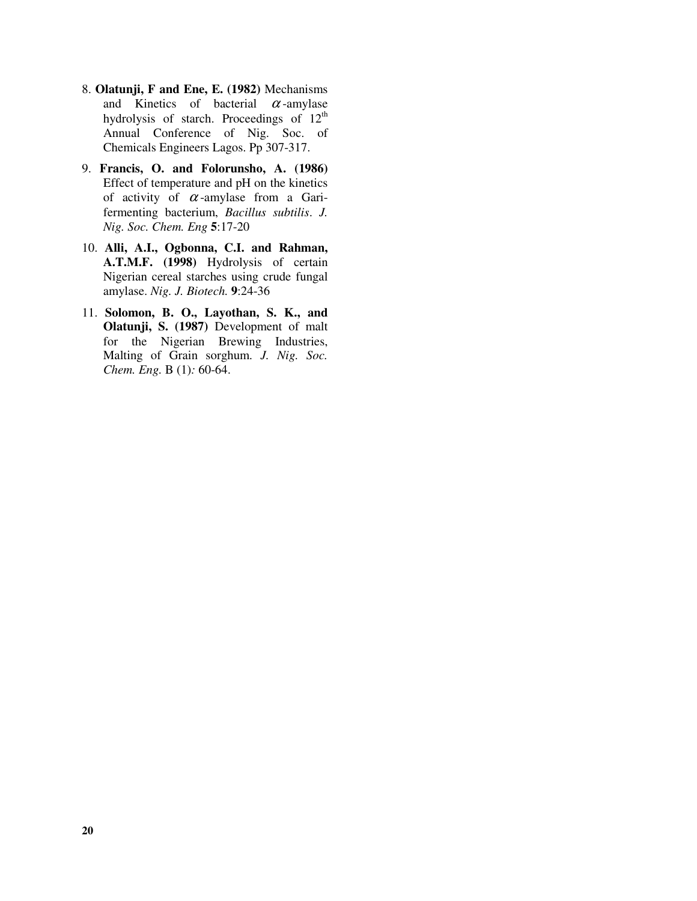8. **Olatunji, F and Ene, E. (1982)** Mechanisms and Kinetics of bacterial $\alpha$-amylase hydrolysis of starch. Proceedings of 12th Annual Conference of Nig. Soc. of Chemicals Engineers Lagos. Pp 307-317.

9. **Francis, O. and Folorunsho, A. (1986)** Effect of temperature and pH on the kinetics of activity of $\alpha$-amylase from a Gari-fermenting bacterium, *Bacillus subtilis*. *J. Nig. Soc. Chem. Eng* **5**:17-20

10. **Alli, A.I., Ogbonna, C.I. and Rahman, A.T.M.F. (1998)** Hydrolysis of certain Nigerian cereal starches using crude fungal amylase. *Nig. J. Biotech.* **9**:24-36

11. **Solomon, B. O., Layothan, S. K., and Olatunji, S. (1987)** Development of malt for the Nigerian Brewing Industries, Malting of Grain sorghum. *J. Nig. Soc. Chem. Eng.* B (1)*:* 60-64.